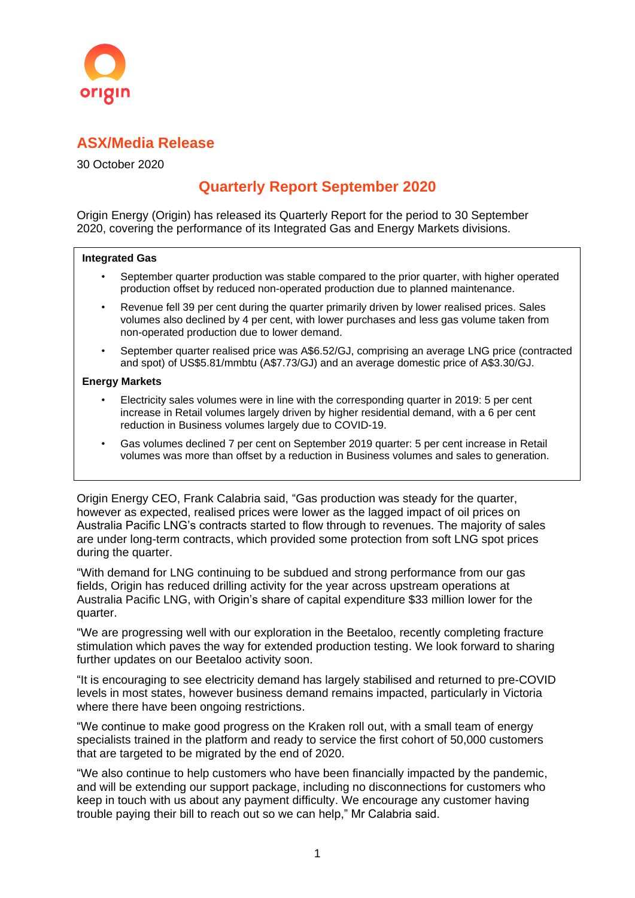origin

## ASX/Media Release

30 October 2020

# Quarterly Report September 2020

Origin Energy (Origin) has released its Quarterly Report for the period to 30 September 2020, covering the performance of its Integrated Gas and Energy Markets divisions.

**Integrated Gas**

- September quarter production was stable compared to the prior quarter, with higher operated production offset by reduced non-operated production due to planned maintenance.
- Revenue fell 39 per cent during the quarter primarily driven by lower realised prices. Sales volumes also declined by 4 per cent, with lower purchases and less gas volume taken from non-operated production due to lower demand.
- September quarter realised price was A$6.52/GJ, comprising an average LNG price (contracted and spot) of US$5.81/mmbtu (A$7.73/GJ) and an average domestic price of A$3.30/GJ.

**Energy Markets**

- Electricity sales volumes were in line with the corresponding quarter in 2019: 5 per cent increase in Retail volumes largely driven by higher residential demand, with a 6 per cent reduction in Business volumes largely due to COVID-19.
- Gas volumes declined 7 per cent on September 2019 quarter: 5 per cent increase in Retail volumes was more than offset by a reduction in Business volumes and sales to generation.

Origin Energy CEO, Frank Calabria said, "Gas production was steady for the quarter, however as expected, realised prices were lower as the lagged impact of oil prices on Australia Pacific LNG's contracts started to flow through to revenues. The majority of sales are under long-term contracts, which provided some protection from soft LNG spot prices during the quarter.

"With demand for LNG continuing to be subdued and strong performance from our gas fields, Origin has reduced drilling activity for the year across upstream operations at Australia Pacific LNG, with Origin's share of capital expenditure $33 million lower for the quarter.

"We are progressing well with our exploration in the Beetaloo, recently completing fracture stimulation which paves the way for extended production testing. We look forward to sharing further updates on our Beetaloo activity soon.

"It is encouraging to see electricity demand has largely stabilised and returned to pre-COVID levels in most states, however business demand remains impacted, particularly in Victoria where there have been ongoing restrictions.

"We continue to make good progress on the Kraken roll out, with a small team of energy specialists trained in the platform and ready to service the first cohort of 50,000 customers that are targeted to be migrated by the end of 2020.

"We also continue to help customers who have been financially impacted by the pandemic, and will be extending our support package, including no disconnections for customers who keep in touch with us about any payment difficulty. We encourage any customer having trouble paying their bill to reach out so we can help," Mr Calabria said.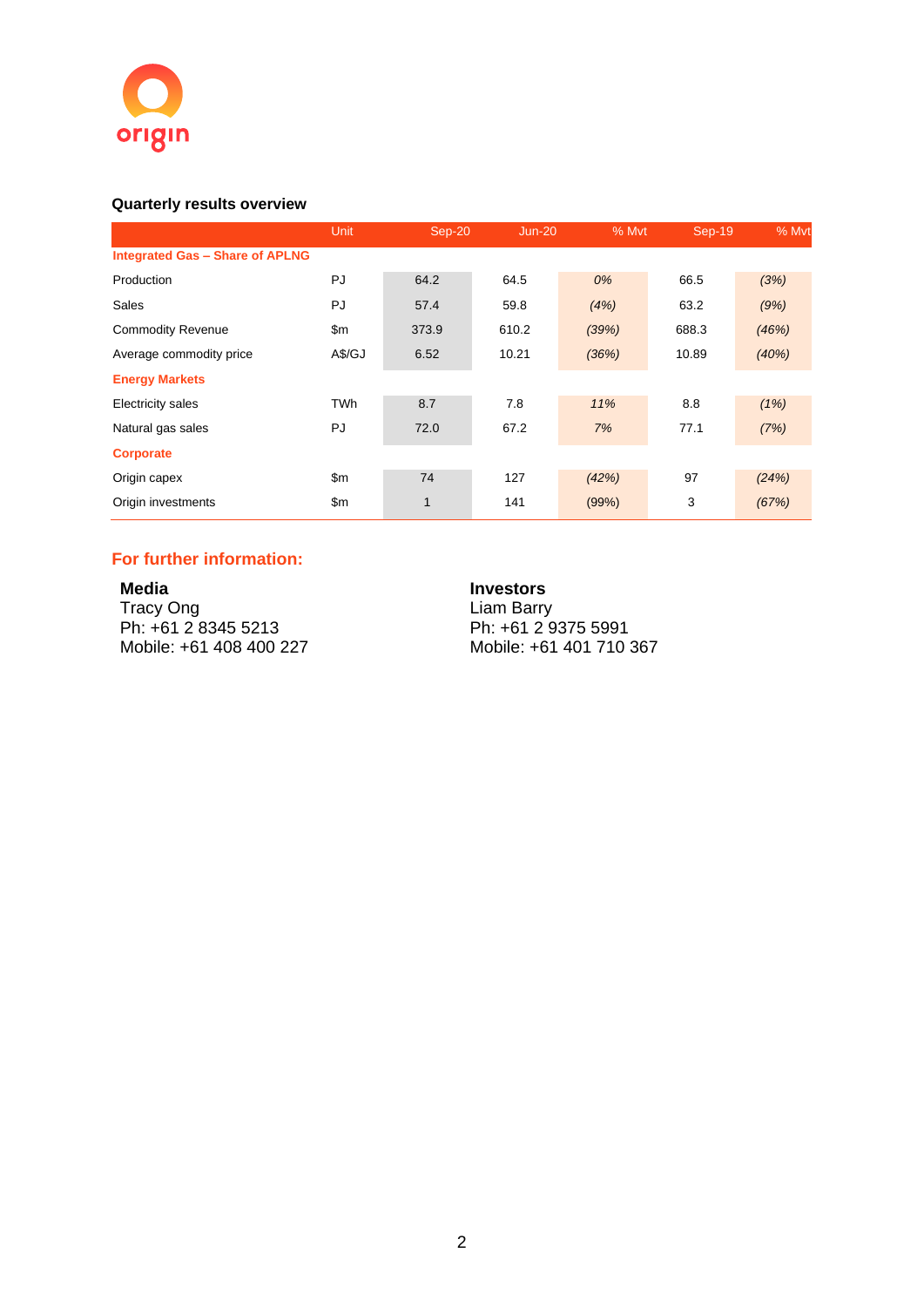### Quarterly results overview

| | Unit | Sep-20 | Jun-20 | % Mvt | Sep-19 | % Mvt |
|---|---|---|---|---|---|---|
| **Integrated Gas – Share of APLNG** | | | | | | |
| Production | PJ | 64.2 | 64.5 | *0%* | 66.5 | *(3%)* |
| Sales | PJ | 57.4 | 59.8 | *(4%)* | 63.2 | *(9%)* |
| Commodity Revenue | $m | 373.9 | 610.2 | *(39%)* | 688.3 | *(46%)* |
| Average commodity price | A$/GJ | 6.52 | 10.21 | *(36%)* | 10.89 | *(40%)* |
| **Energy Markets** | | | | | | |
| Electricity sales | TWh | 8.7 | 7.8 | *11%* | 8.8 | *(1%)* |
| Natural gas sales | PJ | 72.0 | 67.2 | *7%* | 77.1 | *(7%)* |
| **Corporate** | | | | | | |
| Origin capex | $m | 74 | 127 | *(42%)* | 97 | *(24%)* |
| Origin investments | $m | 1 | 141 | (99%) | 3 | *(67%)* |

## For further information:

**Media**
Tracy Ong
Ph: +61 2 8345 5213
Mobile: +61 408 400 227

**Investors**
Liam Barry
Ph: +61 2 9375 5991
Mobile: +61 401 710 367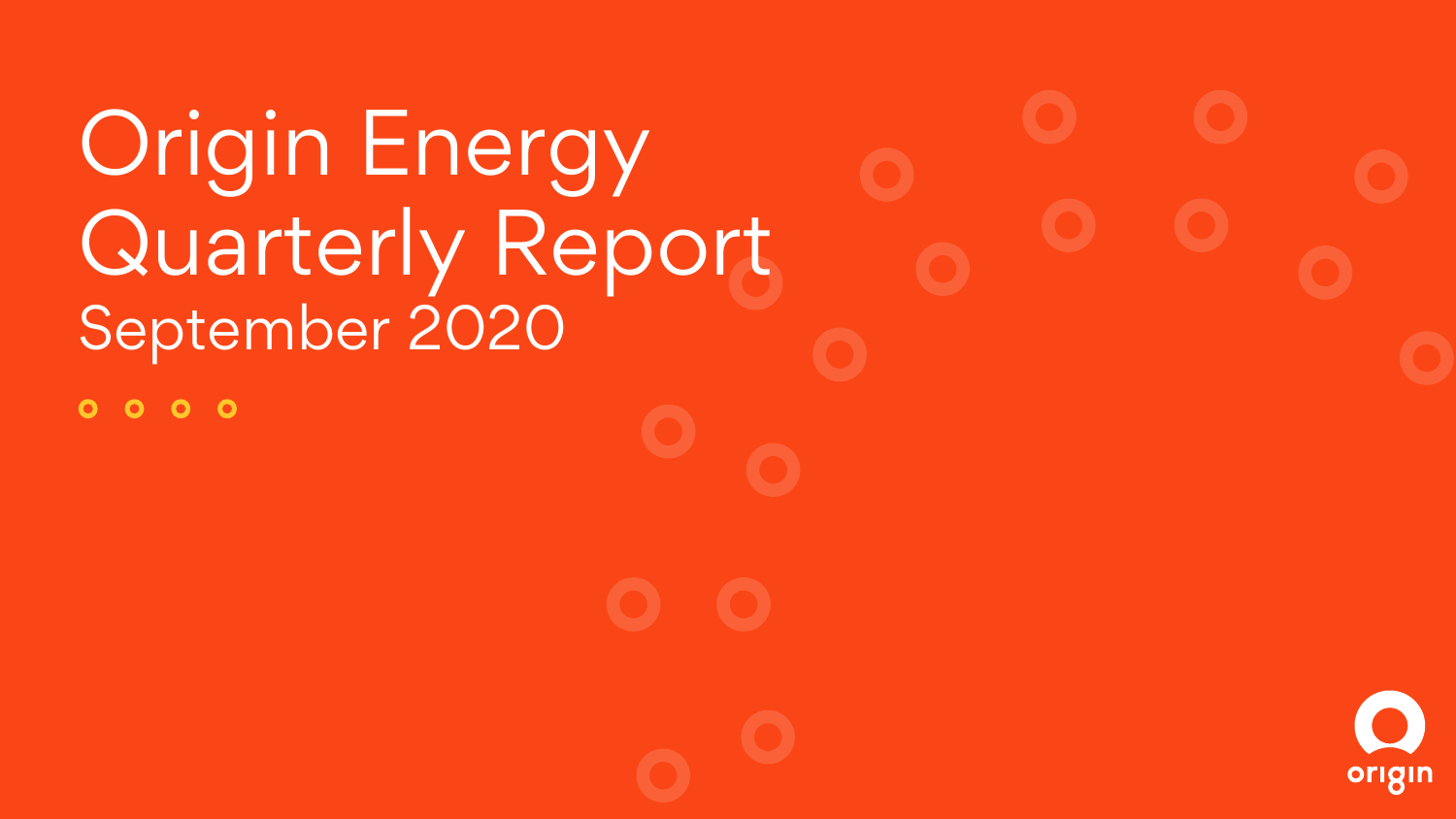# Origin Energy Quarterly Report

## September 2020

origin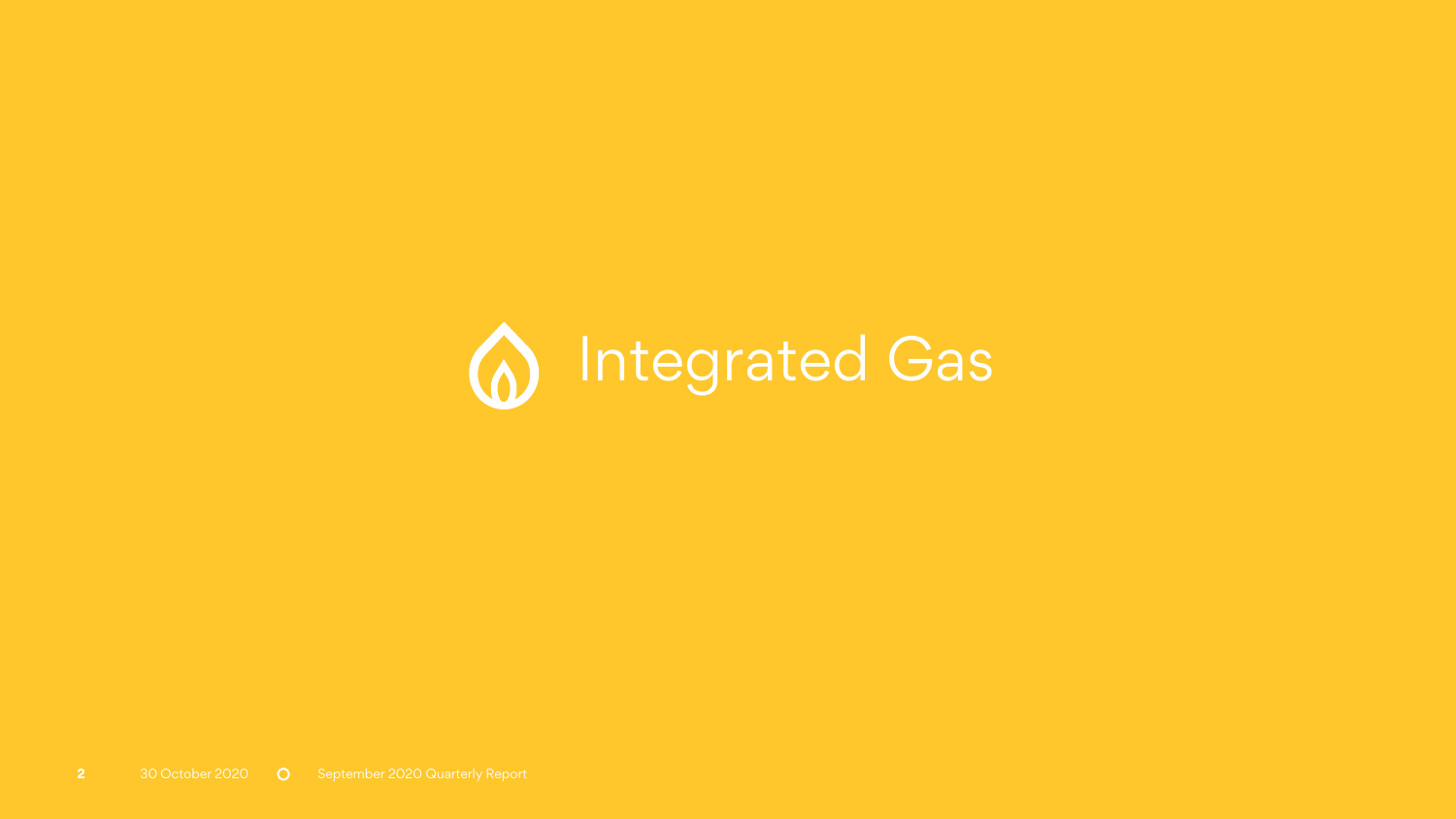# Integrated Gas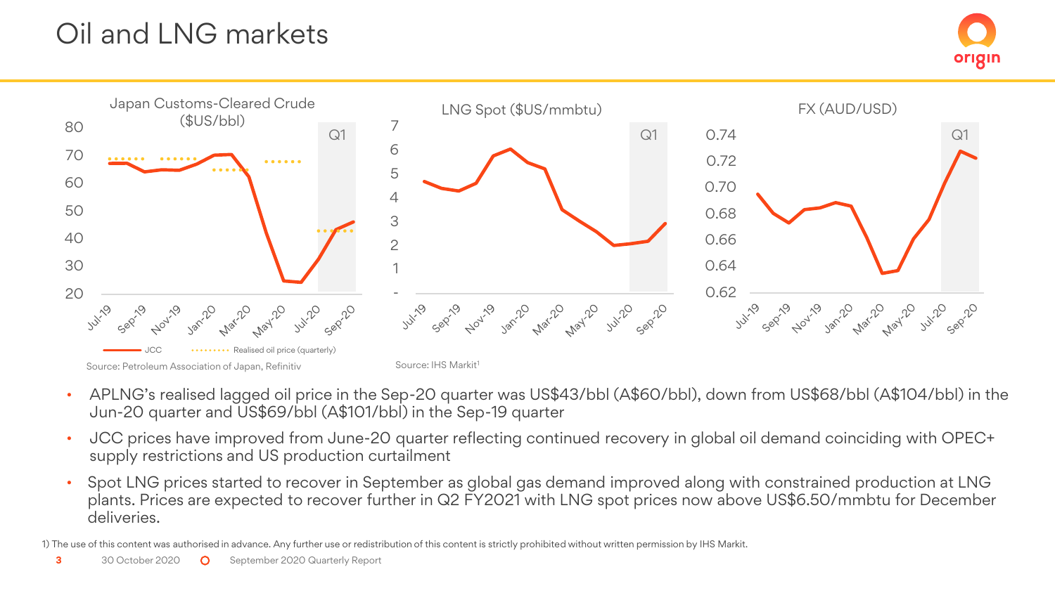# Oil and LNG markets

Japan Customs-Cleared Crude ($US/bbl)

JCC — Realised oil price (quarterly)

Source: Petroleum Association of Japan, Refinitiv

LNG Spot ($US/mmbtu)

Source: IHS Markit[1]

FX (AUD/USD)

- APLNG's realised lagged oil price in the Sep-20 quarter was US$43/bbl (A$60/bbl), down from US$68/bbl (A$104/bbl) in the Jun-20 quarter and US$69/bbl (A$101/bbl) in the Sep-19 quarter
- JCC prices have improved from June-20 quarter reflecting continued recovery in global oil demand coinciding with OPEC+ supply restrictions and US production curtailment
- Spot LNG prices started to recover in September as global gas demand improved along with constrained production at LNG plants. Prices are expected to recover further in Q2 FY2021 with LNG spot prices now above US$6.50/mmbtu for December deliveries.

1) The use of this content was authorised in advance. Any further use or redistribution of this content is strictly prohibited without written permission by IHS Markit.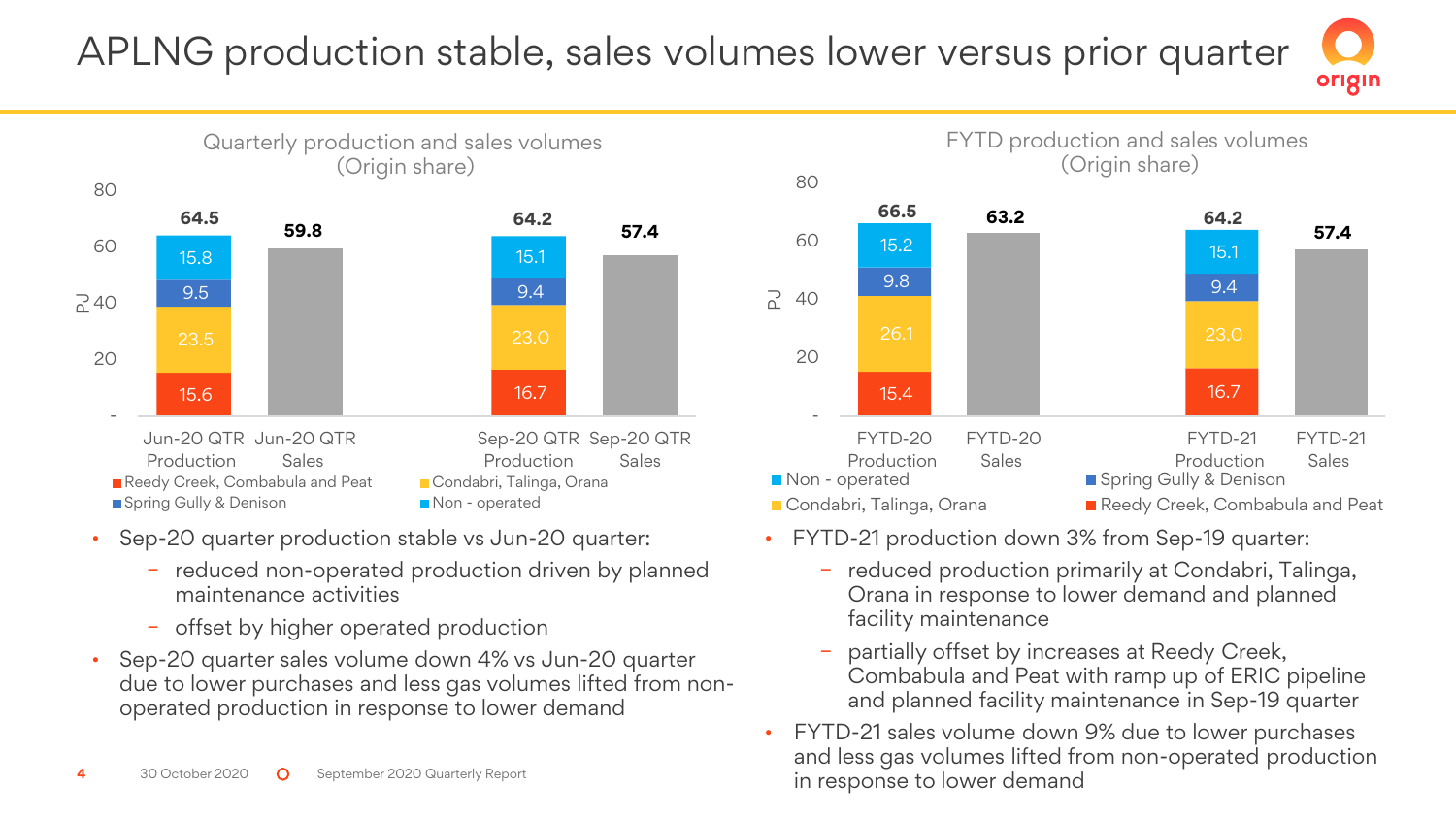# APLNG production stable, sales volumes lower versus prior quarter

### Quarterly production and sales volumes (Origin share)

| PJ | Jun-20 QTR Production | Jun-20 QTR Sales | Sep-20 QTR Production | Sep-20 QTR Sales |
|---|---|---|---|---|
| Reedy Creek, Combabula and Peat | 15.6 | | 16.7 | |
| Condabri, Talinga, Orana | 23.5 | | 23.0 | |
| Spring Gully & Denison | 9.5 | | 9.4 | |
| Non - operated | 15.8 | | 15.1 | |
| Total | 64.5 | 59.8 | 64.2 | 57.4 |

- Sep-20 quarter production stable vs Jun-20 quarter:
  - reduced non-operated production driven by planned maintenance activities
  - offset by higher operated production
- Sep-20 quarter sales volume down 4% vs Jun-20 quarter due to lower purchases and less gas volumes lifted from non-operated production in response to lower demand

### FYTD production and sales volumes (Origin share)

| PJ | FYTD-20 Production | FYTD-20 Sales | FYTD-21 Production | FYTD-21 Sales |
|---|---|---|---|---|
| Reedy Creek, Combabula and Peat | 15.4 | | 16.7 | |
| Condabri, Talinga, Orana | 26.1 | | 23.0 | |
| Spring Gully & Denison | 9.8 | | 9.4 | |
| Non - operated | 15.2 | | 15.1 | |
| Total | 66.5 | 63.2 | 64.2 | 57.4 |

- FYTD-21 production down 3% from Sep-19 quarter:
  - reduced production primarily at Condabri, Talinga, Orana in response to lower demand and planned facility maintenance
  - partially offset by increases at Reedy Creek, Combabula and Peat with ramp up of ERIC pipeline and planned facility maintenance in Sep-19 quarter
- FYTD-21 sales volume down 9% due to lower purchases and less gas volumes lifted from non-operated production in response to lower demand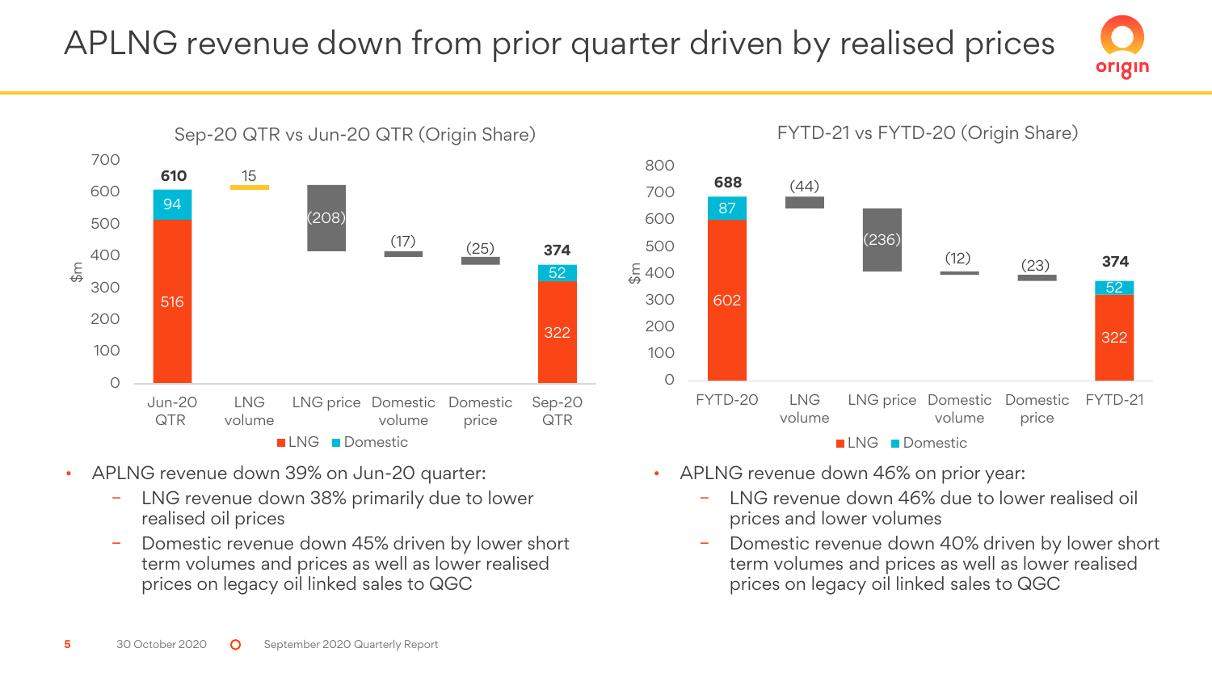# APLNG revenue down from prior quarter driven by realised prices

### Sep-20 QTR vs Jun-20 QTR (Origin Share)

| $m | Jun-20 QTR | LNG volume | LNG price | Domestic volume | Domestic price | Sep-20 QTR |
|---|---|---|---|---|---|---|
| LNG | 516 | | | | | 322 |
| Domestic | 94 | | | | | 52 |
| Total / Change | 610 | 15 | (208) | (17) | (25) | 374 |

- APLNG revenue down 39% on Jun-20 quarter:
  - LNG revenue down 38% primarily due to lower realised oil prices
  - Domestic revenue down 45% driven by lower short term volumes and prices as well as lower realised prices on legacy oil linked sales to QGC

### FYTD-21 vs FYTD-20 (Origin Share)

| $m | FYTD-20 | LNG volume | LNG price | Domestic volume | Domestic price | FYTD-21 |
|---|---|---|---|---|---|---|
| LNG | 602 | | | | | 322 |
| Domestic | 87 | | | | | 52 |
| Total / Change | 688 | (44) | (236) | (12) | (23) | 374 |

- APLNG revenue down 46% on prior year:
  - LNG revenue down 46% due to lower realised oil prices and lower volumes
  - Domestic revenue down 40% driven by lower short term volumes and prices as well as lower realised prices on legacy oil linked sales to QGC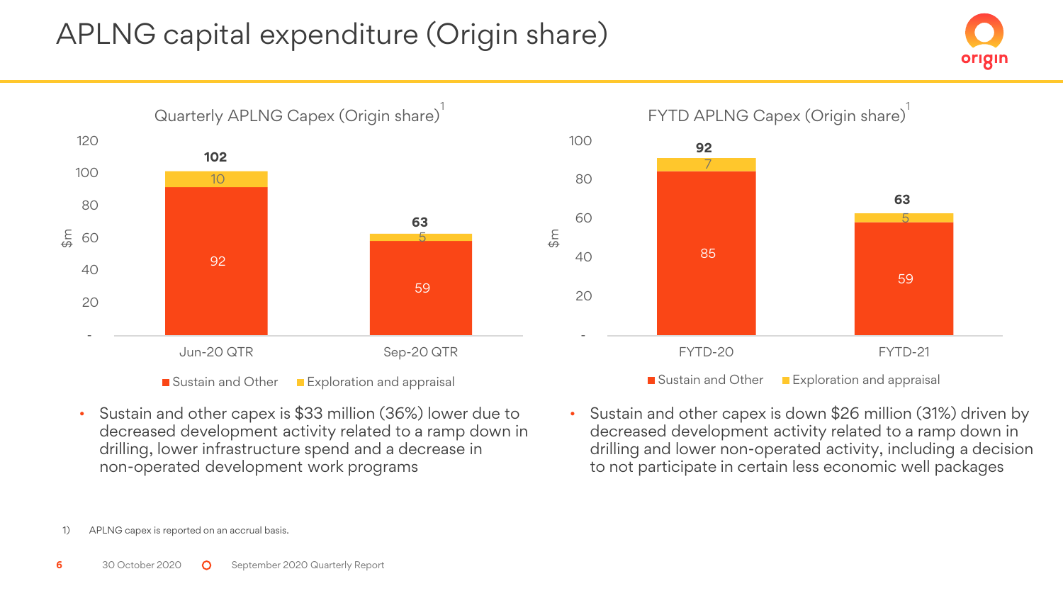# APLNG capital expenditure (Origin share)

## Quarterly APLNG Capex (Origin share)[1]

| $m | Jun-20 QTR | Sep-20 QTR |
|---|---|---|
| Sustain and Other | 92 | 59 |
| Exploration and appraisal | 10 | 5 |
| Total | 102 | 63 |

- Sustain and other capex is $33 million (36%) lower due to decreased development activity related to a ramp down in drilling, lower infrastructure spend and a decrease in non-operated development work programs

## FYTD APLNG Capex (Origin share)[1]

| $m | FYTD-20 | FYTD-21 |
|---|---|---|
| Sustain and Other | 85 | 59 |
| Exploration and appraisal | 7 | 5 |
| Total | 92 | 63 |

- Sustain and other capex is down $26 million (31%) driven by decreased development activity related to a ramp down in drilling and lower non-operated activity, including a decision to not participate in certain less economic well packages

1) APLNG capex is reported on an accrual basis.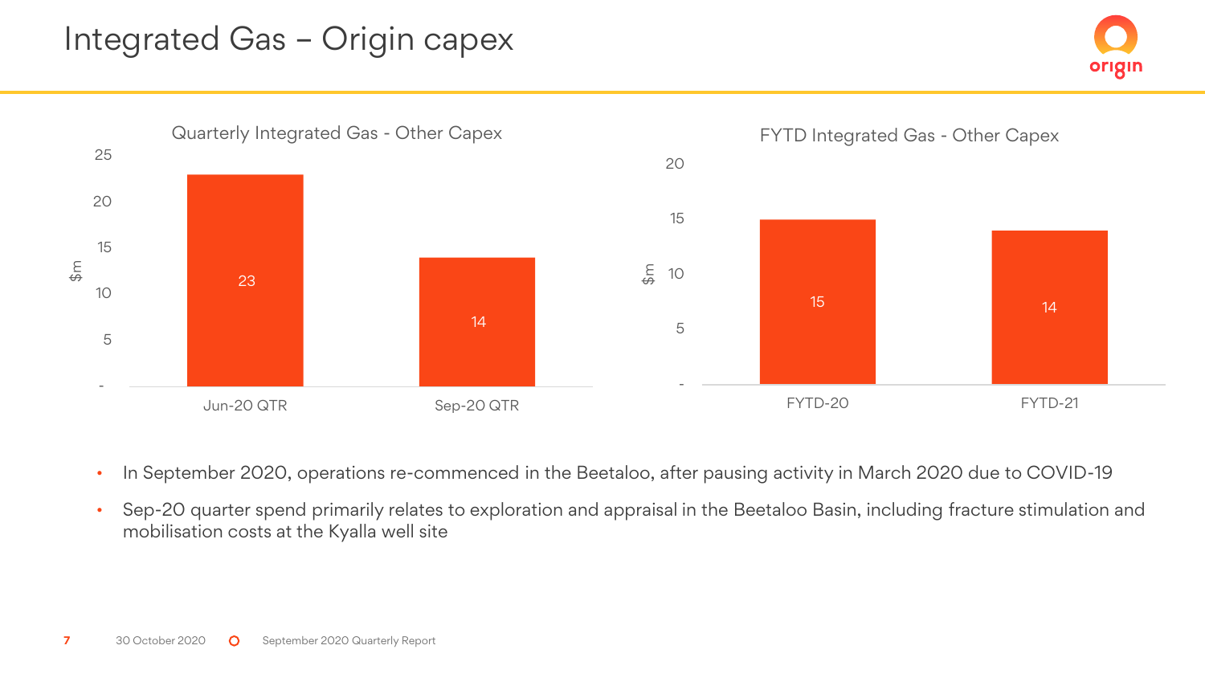# Integrated Gas – Origin capex

**Quarterly Integrated Gas - Other Capex**

| | $m |
|---|---|
| Jun-20 QTR | 23 |
| Sep-20 QTR | 14 |

**FYTD Integrated Gas - Other Capex**

| | $m |
|---|---|
| FYTD-20 | 15 |
| FYTD-21 | 14 |

- In September 2020, operations re-commenced in the Beetaloo, after pausing activity in March 2020 due to COVID-19
- Sep-20 quarter spend primarily relates to exploration and appraisal in the Beetaloo Basin, including fracture stimulation and mobilisation costs at the Kyalla well site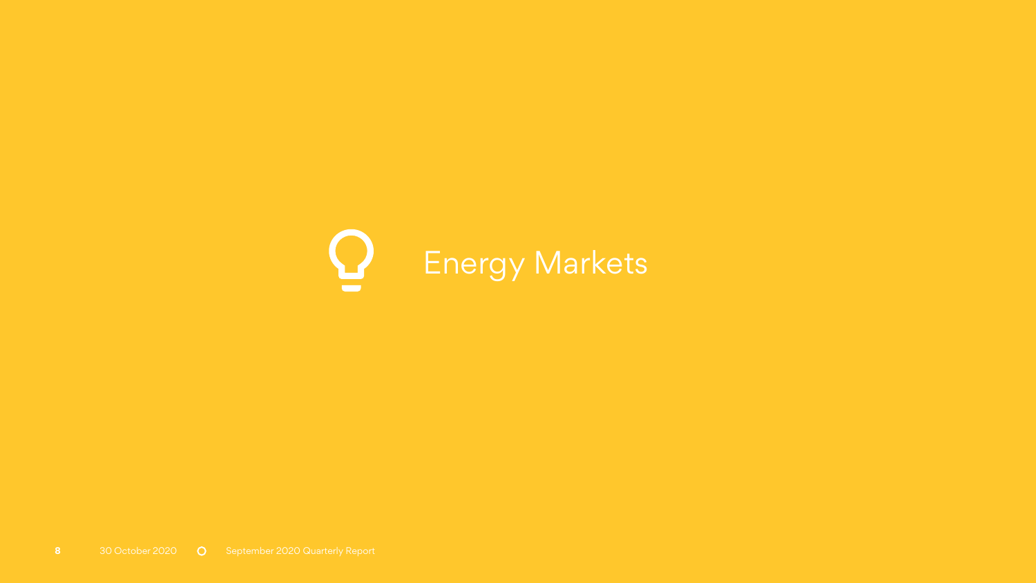# Energy Markets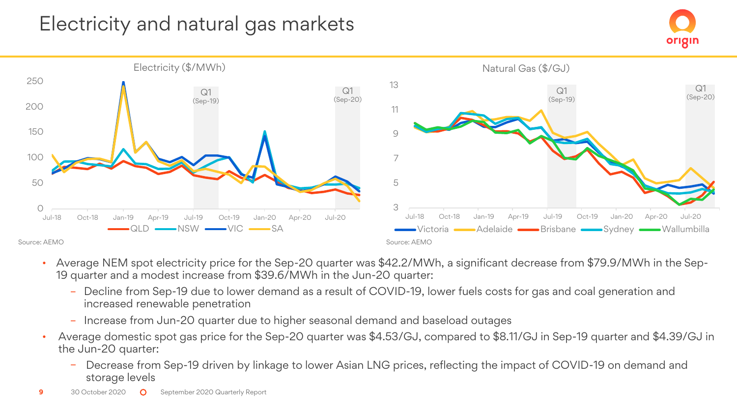# Electricity and natural gas markets

Electricity ($/MWh)

Source: AEMO

Natural Gas ($/GJ)

Source: AEMO

- Average NEM spot electricity price for the Sep-20 quarter was $42.2/MWh, a significant decrease from $79.9/MWh in the Sep-19 quarter and a modest increase from $39.6/MWh in the Jun-20 quarter:
  - Decline from Sep-19 due to lower demand as a result of COVID-19, lower fuels costs for gas and coal generation and increased renewable penetration
  - Increase from Jun-20 quarter due to higher seasonal demand and baseload outages
- Average domestic spot gas price for the Sep-20 quarter was $4.53/GJ, compared to $8.11/GJ in Sep-19 quarter and $4.39/GJ in the Jun-20 quarter:
  - Decrease from Sep-19 driven by linkage to lower Asian LNG prices, reflecting the impact of COVID-19 on demand and storage levels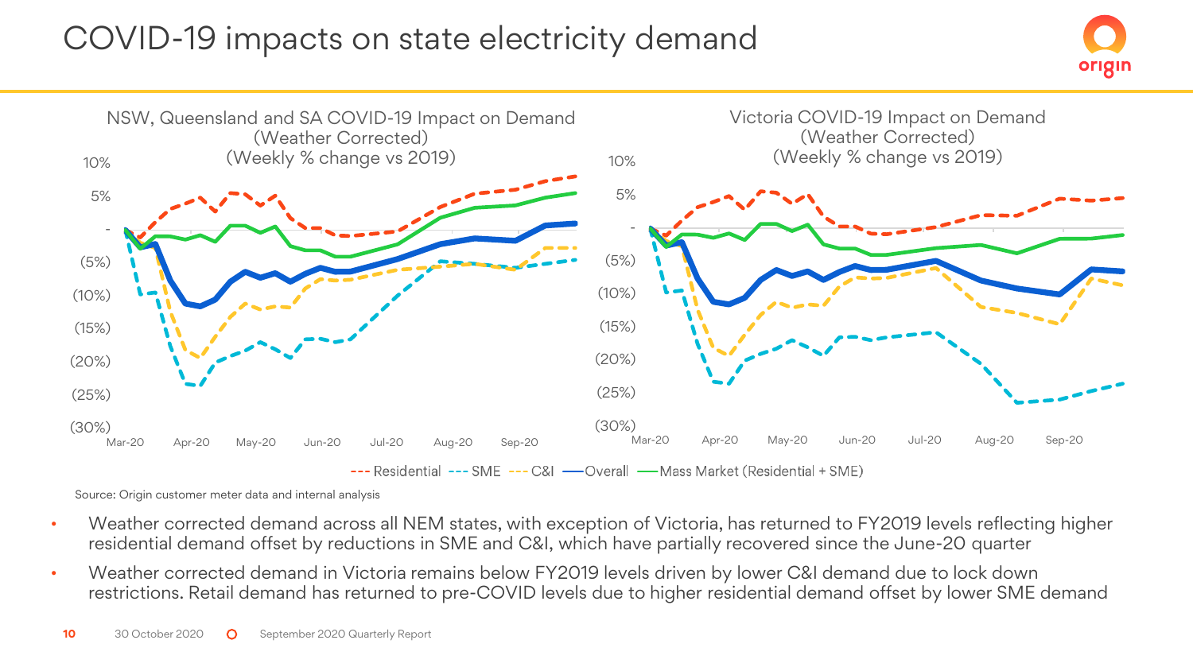# COVID-19 impacts on state electricity demand

NSW, Queensland and SA COVID-19 Impact on Demand (Weather Corrected) (Weekly % change vs 2019)

Victoria COVID-19 Impact on Demand (Weather Corrected) (Weekly % change vs 2019)

--- Residential --- SME --- C&I —Overall —Mass Market (Residential + SME)

Source: Origin customer meter data and internal analysis

- Weather corrected demand across all NEM states, with exception of Victoria, has returned to FY2019 levels reflecting higher residential demand offset by reductions in SME and C&I, which have partially recovered since the June-20 quarter
- Weather corrected demand in Victoria remains below FY2019 levels driven by lower C&I demand due to lock down restrictions. Retail demand has returned to pre-COVID levels due to higher residential demand offset by lower SME demand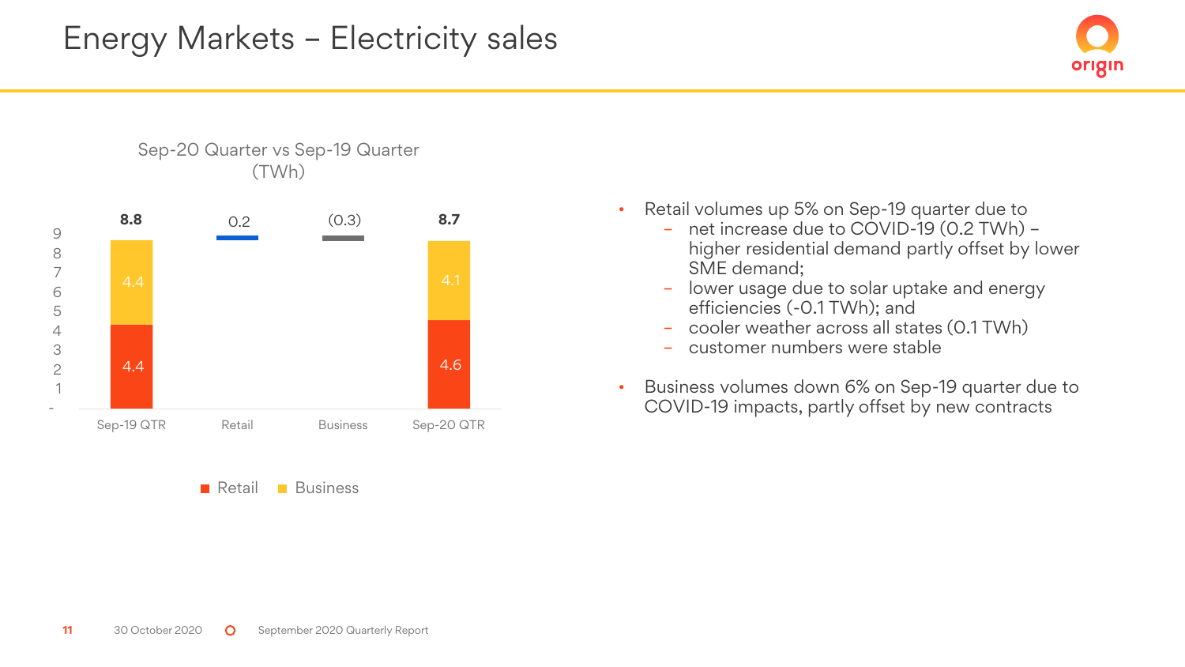# Energy Markets – Electricity sales

**Sep-20 Quarter vs Sep-19 Quarter (TWh)**

| | Sep-19 QTR | Retail | Business | Sep-20 QTR |
|---|---|---|---|---|
| Retail | 4.4 | 0.2 | | 4.6 |
| Business | 4.4 | | (0.3) | 4.1 |
| Total | **8.8** | | | **8.7** |

- Retail volumes up 5% on Sep-19 quarter due to
  - net increase due to COVID-19 (0.2 TWh) – higher residential demand partly offset by lower SME demand;
  - lower usage due to solar uptake and energy efficiencies (-0.1 TWh); and
  - cooler weather across all states (0.1 TWh)
  - customer numbers were stable
- Business volumes down 6% on Sep-19 quarter due to COVID-19 impacts, partly offset by new contracts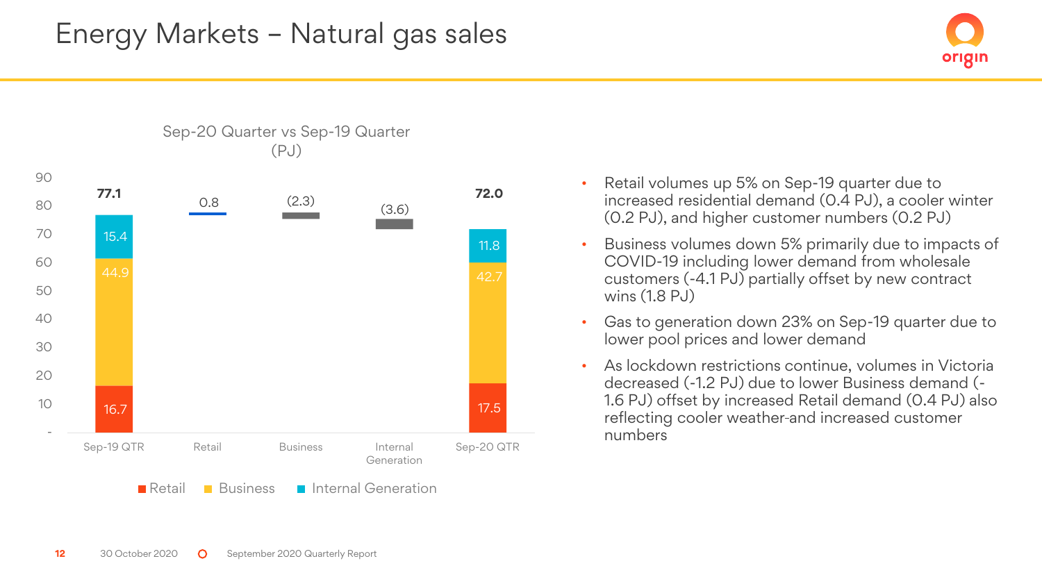# Energy Markets – Natural gas sales

**Sep-20 Quarter vs Sep-19 Quarter (PJ)**

| | Sep-19 QTR | Retail | Business | Internal Generation | Sep-20 QTR |
|---|---|---|---|---|---|
| Retail | 16.7 | | | | 17.5 |
| Business | 44.9 | | | | 42.7 |
| Internal Generation | 15.4 | | | | 11.8 |
| Change | | 0.8 | (2.3) | (3.6) | |
| Total | 77.1 | | | | 72.0 |

- Retail volumes up 5% on Sep-19 quarter due to increased residential demand (0.4 PJ), a cooler winter (0.2 PJ), and higher customer numbers (0.2 PJ)
- Business volumes down 5% primarily due to impacts of COVID-19 including lower demand from wholesale customers (-4.1 PJ) partially offset by new contract wins (1.8 PJ)
- Gas to generation down 23% on Sep-19 quarter due to lower pool prices and lower demand
- As lockdown restrictions continue, volumes in Victoria decreased (-1.2 PJ) due to lower Business demand (-1.6 PJ) offset by increased Retail demand (0.4 PJ) also reflecting cooler weather-and increased customer numbers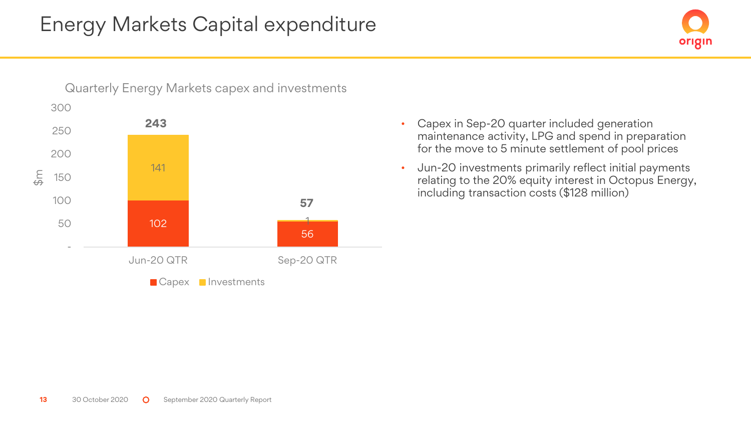# Energy Markets Capital expenditure

Quarterly Energy Markets capex and investments

| $m | Jun-20 QTR | Sep-20 QTR |
|---|---|---|
| Capex | 102 | 56 |
| Investments | 141 | 1 |
| Total | 243 | 57 |

- Capex in Sep-20 quarter included generation maintenance activity, LPG and spend in preparation for the move to 5 minute settlement of pool prices
- Jun-20 investments primarily reflect initial payments relating to the 20% equity interest in Octopus Energy, including transaction costs ($128 million)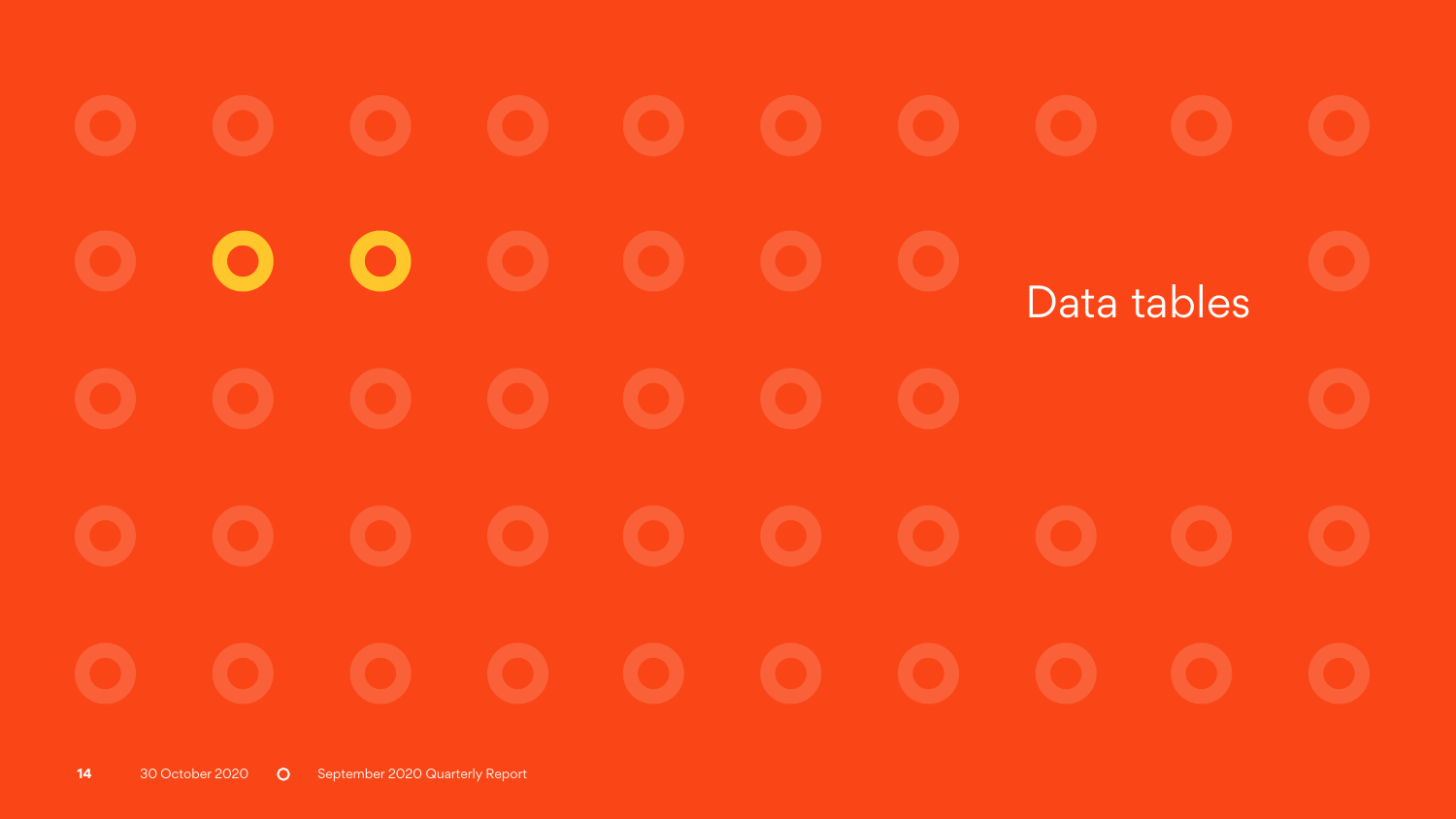# Data tables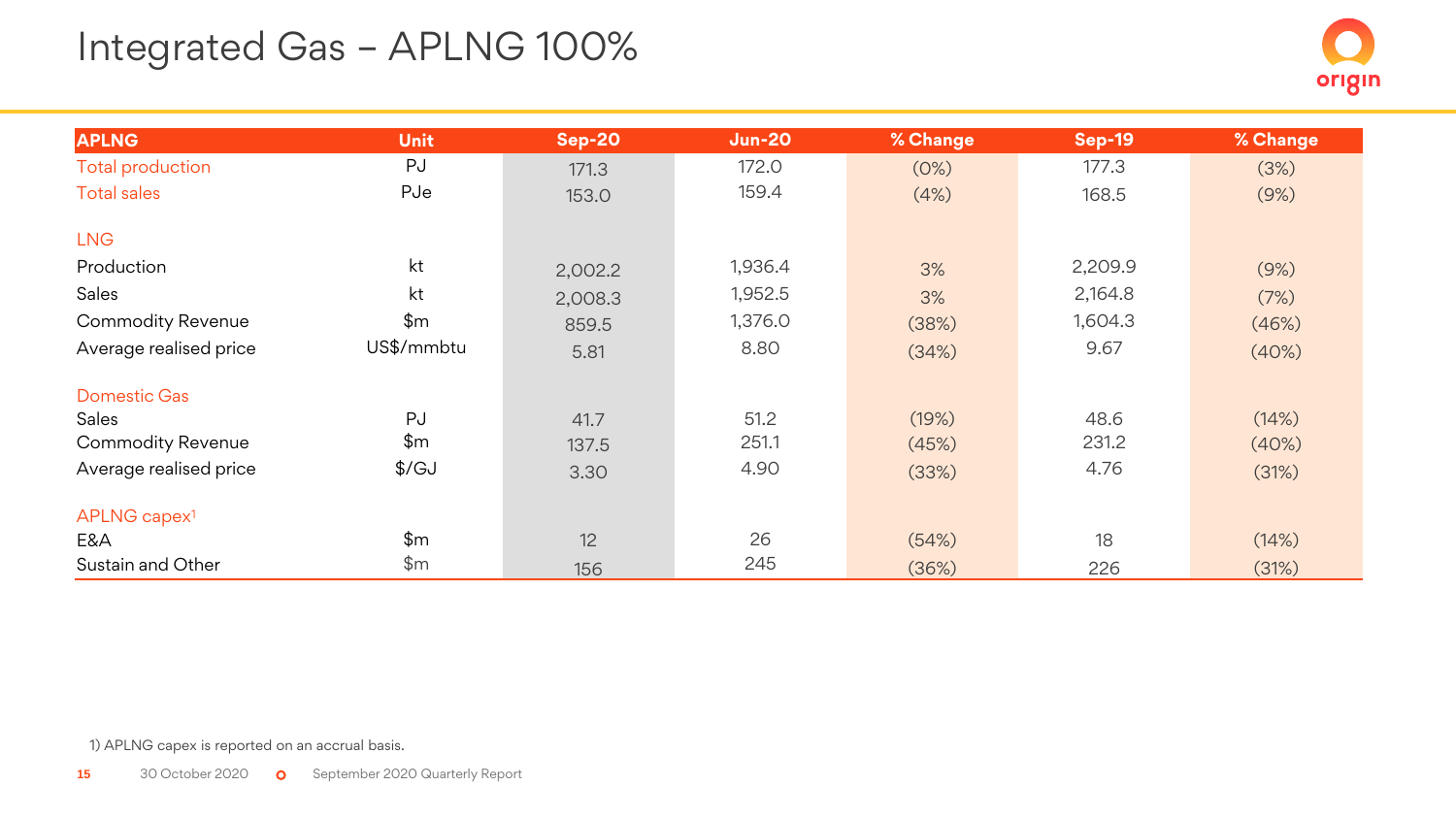# Integrated Gas – APLNG 100%

| APLNG | Unit | Sep-20 | Jun-20 | % Change | Sep-19 | % Change |
|---|---|---|---|---|---|---|
| Total production | PJ | 171.3 | 172.0 | (0%) | 177.3 | (3%) |
| Total sales | PJe | 153.0 | 159.4 | (4%) | 168.5 | (9%) |
| **LNG** | | | | | | |
| Production | kt | 2,002.2 | 1,936.4 | 3% | 2,209.9 | (9%) |
| Sales | kt | 2,008.3 | 1,952.5 | 3% | 2,164.8 | (7%) |
| Commodity Revenue | $m | 859.5 | 1,376.0 | (38%) | 1,604.3 | (46%) |
| Average realised price | US$/mmbtu | 5.81 | 8.80 | (34%) | 9.67 | (40%) |
| **Domestic Gas** | | | | | | |
| Sales | PJ | 41.7 | 51.2 | (19%) | 48.6 | (14%) |
| Commodity Revenue | $m | 137.5 | 251.1 | (45%) | 231.2 | (40%) |
| Average realised price | $/GJ | 3.30 | 4.90 | (33%) | 4.76 | (31%) |
| **APLNG capex[1]** | | | | | | |
| E&A | $m | 12 | 26 | (54%) | 18 | (14%) |
| Sustain and Other | $m | 156 | 245 | (36%) | 226 | (31%) |

1) APLNG capex is reported on an accrual basis.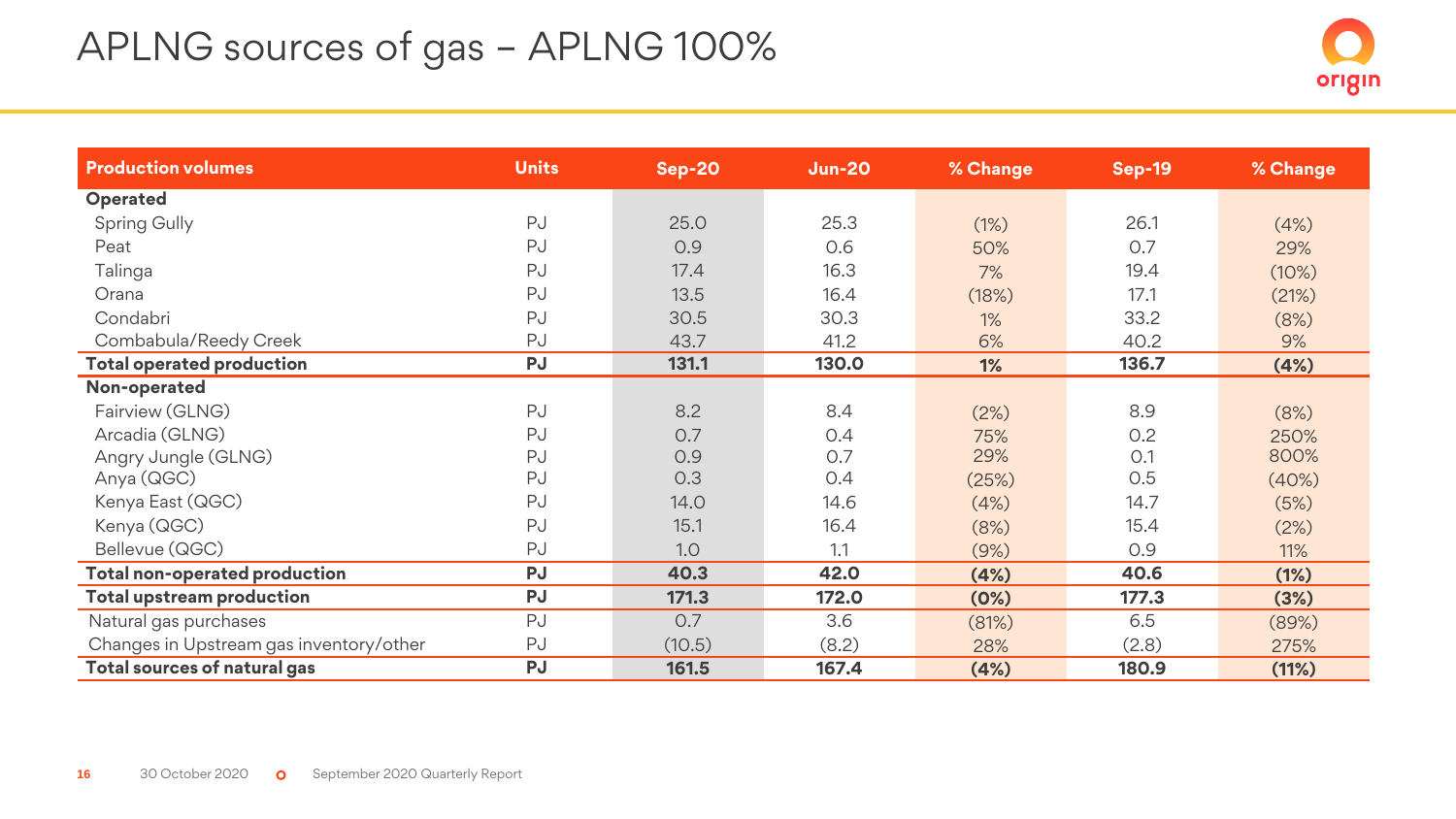# APLNG sources of gas – APLNG 100%

| Production volumes | Units | Sep-20 | Jun-20 | % Change | Sep-19 | % Change |
|---|---|---|---|---|---|---|
| **Operated** | | | | | | |
| Spring Gully | PJ | 25.0 | 25.3 | (1%) | 26.1 | (4%) |
| Peat | PJ | 0.9 | 0.6 | 50% | 0.7 | 29% |
| Talinga | PJ | 17.4 | 16.3 | 7% | 19.4 | (10%) |
| Orana | PJ | 13.5 | 16.4 | (18%) | 17.1 | (21%) |
| Condabri | PJ | 30.5 | 30.3 | 1% | 33.2 | (8%) |
| Combabula/Reedy Creek | PJ | 43.7 | 41.2 | 6% | 40.2 | 9% |
| **Total operated production** | **PJ** | **131.1** | **130.0** | **1%** | **136.7** | **(4%)** |
| **Non-operated** | | | | | | |
| Fairview (GLNG) | PJ | 8.2 | 8.4 | (2%) | 8.9 | (8%) |
| Arcadia (GLNG) | PJ | 0.7 | 0.4 | 75% | 0.2 | 250% |
| Angry Jungle (GLNG) | PJ | 0.9 | 0.7 | 29% | 0.1 | 800% |
| Anya (QGC) | PJ | 0.3 | 0.4 | (25%) | 0.5 | (40%) |
| Kenya East (QGC) | PJ | 14.0 | 14.6 | (4%) | 14.7 | (5%) |
| Kenya (QGC) | PJ | 15.1 | 16.4 | (8%) | 15.4 | (2%) |
| Bellevue (QGC) | PJ | 1.0 | 1.1 | (9%) | 0.9 | 11% |
| **Total non-operated production** | **PJ** | **40.3** | **42.0** | **(4%)** | **40.6** | **(1%)** |
| **Total upstream production** | **PJ** | **171.3** | **172.0** | **(0%)** | **177.3** | **(3%)** |
| Natural gas purchases | PJ | 0.7 | 3.6 | (81%) | 6.5 | (89%) |
| Changes in Upstream gas inventory/other | PJ | (10.5) | (8.2) | 28% | (2.8) | 275% |
| **Total sources of natural gas** | **PJ** | **161.5** | **167.4** | **(4%)** | **180.9** | **(11%)** |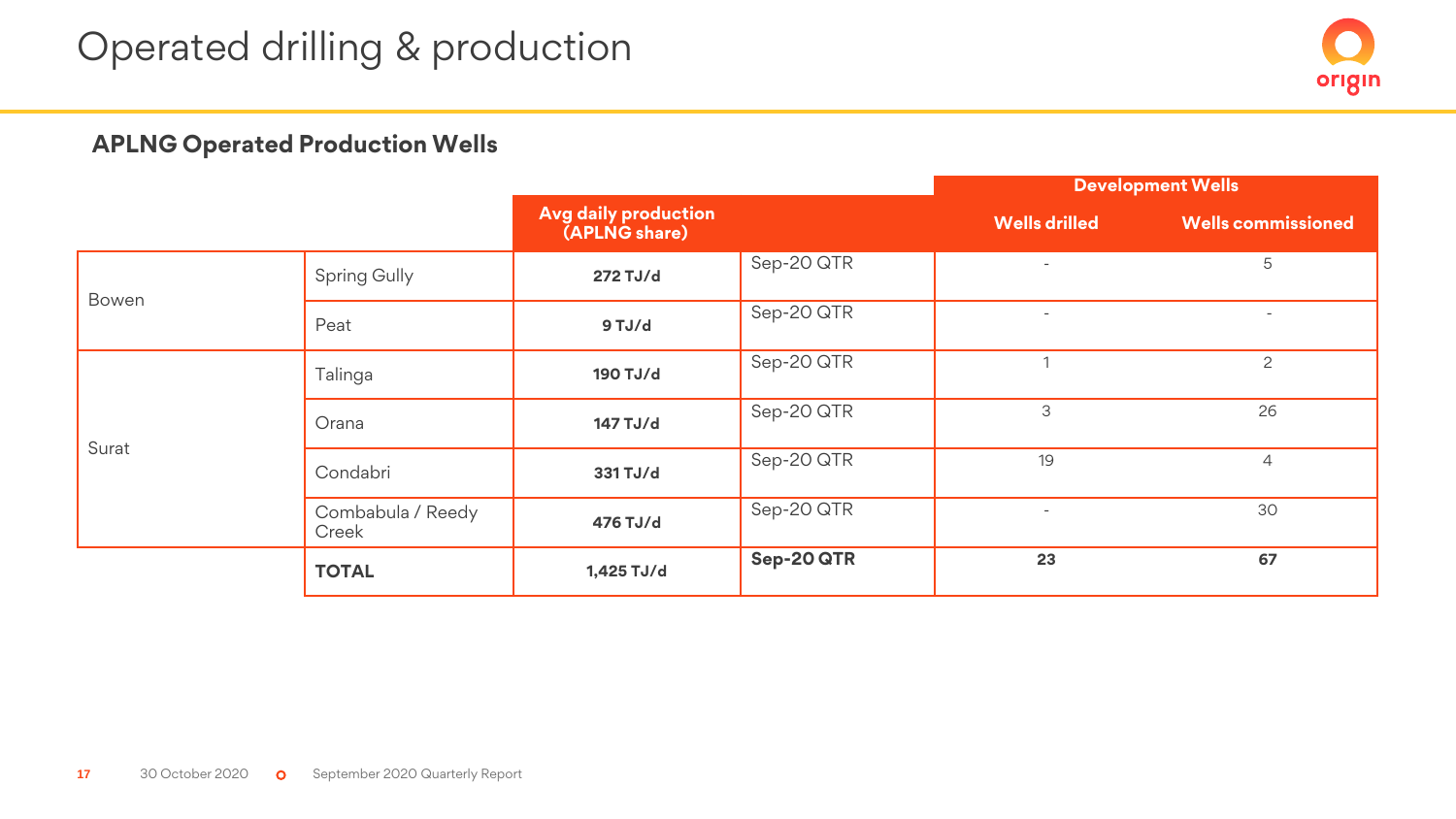# Operated drilling & production

## APLNG Operated Production Wells

| | | Avg daily production (APLNG share) | | Development Wells | |
|---|---|---|---|---|---|
| | | | | Wells drilled | Wells commissioned |
| Bowen | Spring Gully | 272 TJ/d | Sep-20 QTR | - | 5 |
| | Peat | 9 TJ/d | Sep-20 QTR | - | - |
| Surat | Talinga | 190 TJ/d | Sep-20 QTR | 1 | 2 |
| | Orana | 147 TJ/d | Sep-20 QTR | 3 | 26 |
| | Condabri | 331 TJ/d | Sep-20 QTR | 19 | 4 |
| | Combabula / Reedy Creek | 476 TJ/d | Sep-20 QTR | - | 30 |
| | **TOTAL** | **1,425 TJ/d** | **Sep-20 QTR** | **23** | **67** |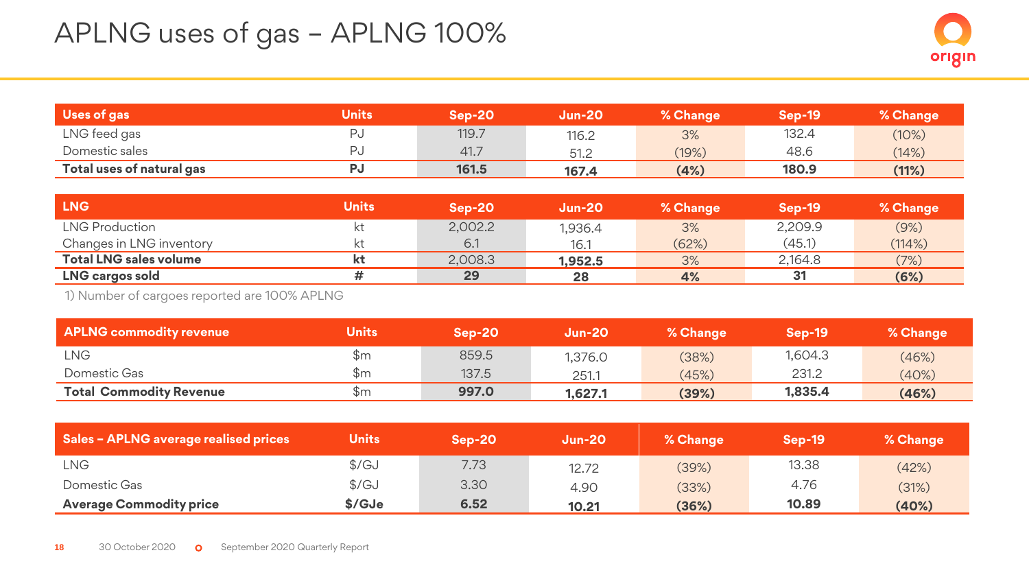# APLNG uses of gas – APLNG 100%

| Uses of gas | Units | Sep-20 | Jun-20 | % Change | Sep-19 | % Change |
|---|---|---|---|---|---|---|
| LNG feed gas | PJ | 119.7 | 116.2 | 3% | 132.4 | (10%) |
| Domestic sales | PJ | 41.7 | 51.2 | (19%) | 48.6 | (14%) |
| **Total uses of natural gas** | **PJ** | **161.5** | **167.4** | **(4%)** | **180.9** | **(11%)** |

| LNG | Units | Sep-20 | Jun-20 | % Change | Sep-19 | % Change |
|---|---|---|---|---|---|---|
| LNG Production | kt | 2,002.2 | 1,936.4 | 3% | 2,209.9 | (9%) |
| Changes in LNG inventory | kt | 6.1 | 16.1 | (62%) | (45.1) | (114%) |
| **Total LNG sales volume** | **kt** | 2,008.3 | **1,952.5** | 3% | 2,164.8 | (7%) |
| **LNG cargos sold** | **#** | **29** | **28** | **4%** | **31** | **(6%)** |

1) Number of cargoes reported are 100% APLNG

| APLNG commodity revenue | Units | Sep-20 | Jun-20 | % Change | Sep-19 | % Change |
|---|---|---|---|---|---|---|
| LNG | $m | 859.5 | 1,376.0 | (38%) | 1,604.3 | (46%) |
| Domestic Gas | $m | 137.5 | 251.1 | (45%) | 231.2 | (40%) |
| **Total Commodity Revenue** | $m | **997.0** | **1,627.1** | **(39%)** | **1,835.4** | **(46%)** |

| Sales – APLNG average realised prices | Units | Sep-20 | Jun-20 | % Change | Sep-19 | % Change |
|---|---|---|---|---|---|---|
| LNG | $/GJ | 7.73 | 12.72 | (39%) | 13.38 | (42%) |
| Domestic Gas | $/GJ | 3.30 | 4.90 | (33%) | 4.76 | (31%) |
| **Average Commodity price** | **$/GJe** | **6.52** | **10.21** | **(36%)** | **10.89** | **(40%)** |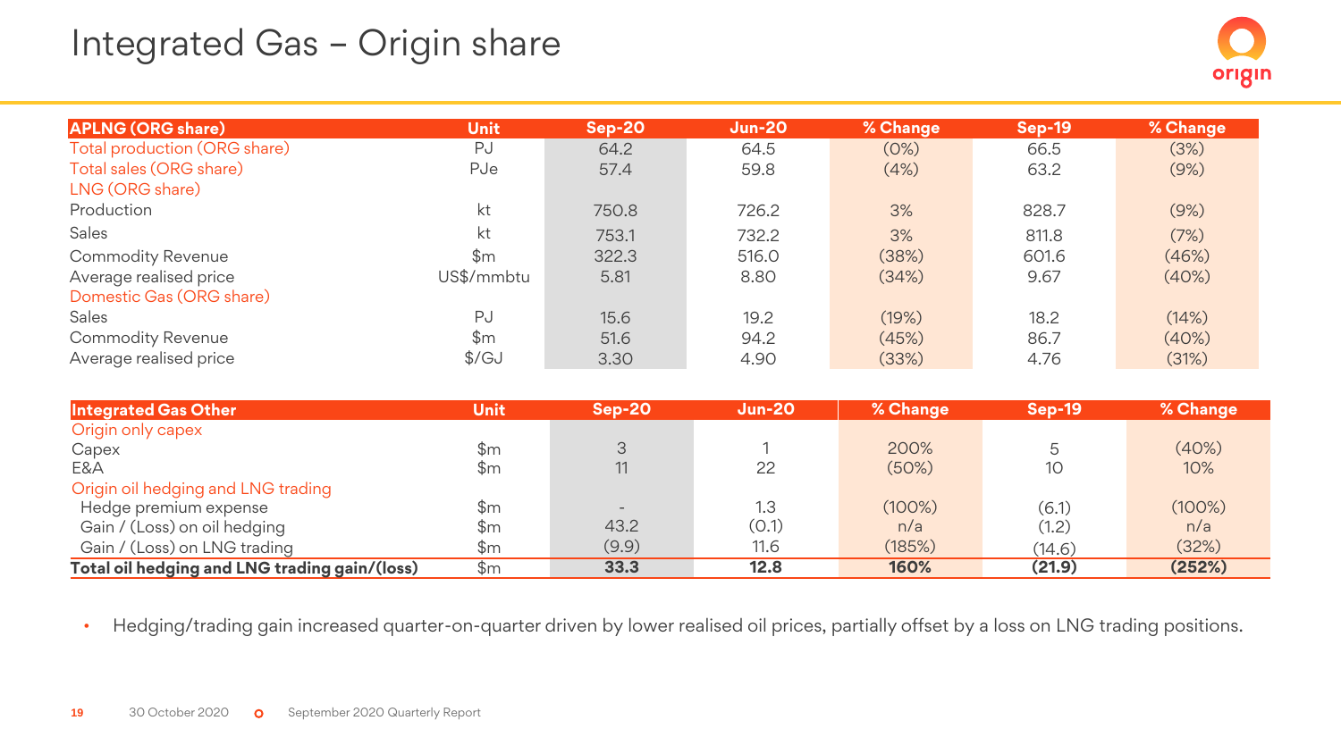# Integrated Gas – Origin share

| APLNG (ORG share) | Unit | Sep-20 | Jun-20 | % Change | Sep-19 | % Change |
|---|---|---|---|---|---|---|
| Total production (ORG share) | PJ | 64.2 | 64.5 | (0%) | 66.5 | (3%) |
| Total sales (ORG share) | PJe | 57.4 | 59.8 | (4%) | 63.2 | (9%) |
| LNG (ORG share) | | | | | | |
| Production | kt | 750.8 | 726.2 | 3% | 828.7 | (9%) |
| Sales | kt | 753.1 | 732.2 | 3% | 811.8 | (7%) |
| Commodity Revenue | $m | 322.3 | 516.0 | (38%) | 601.6 | (46%) |
| Average realised price | US$/mmbtu | 5.81 | 8.80 | (34%) | 9.67 | (40%) |
| Domestic Gas (ORG share) | | | | | | |
| Sales | PJ | 15.6 | 19.2 | (19%) | 18.2 | (14%) |
| Commodity Revenue | $m | 51.6 | 94.2 | (45%) | 86.7 | (40%) |
| Average realised price | $/GJ | 3.30 | 4.90 | (33%) | 4.76 | (31%) |

| Integrated Gas Other | Unit | Sep-20 | Jun-20 | % Change | Sep-19 | % Change |
|---|---|---|---|---|---|---|
| Origin only capex | | | | | | |
| Capex | $m | 3 | 1 | 200% | 5 | (40%) |
| E&A | $m | 11 | 22 | (50%) | 10 | 10% |
| Origin oil hedging and LNG trading | | | | | | |
| Hedge premium expense | $m | - | 1.3 | (100%) | (6.1) | (100%) |
| Gain / (Loss) on oil hedging | $m | 43.2 | (0.1) | n/a | (1.2) | n/a |
| Gain / (Loss) on LNG trading | $m | (9.9) | 11.6 | (185%) | (14.6) | (32%) |
| **Total oil hedging and LNG trading gain/(loss)** | $m | **33.3** | **12.8** | **160%** | **(21.9)** | **(252%)** |

- Hedging/trading gain increased quarter-on-quarter driven by lower realised oil prices, partially offset by a loss on LNG trading positions.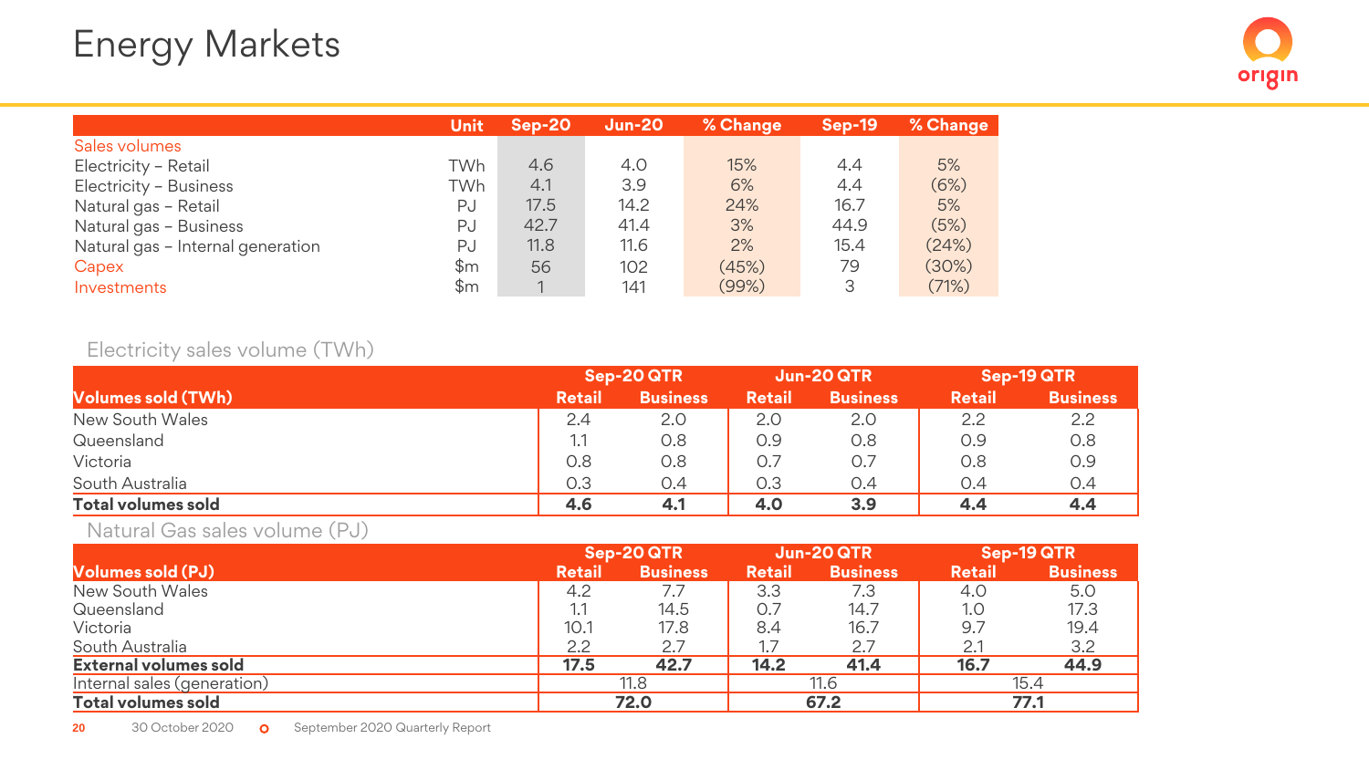# Energy Markets

| | Unit | Sep-20 | Jun-20 | % Change | Sep-19 | % Change |
|---|---|---|---|---|---|---|
| Sales volumes | | | | | | |
| Electricity – Retail | TWh | 4.6 | 4.0 | 15% | 4.4 | 5% |
| Electricity – Business | TWh | 4.1 | 3.9 | 6% | 4.4 | (6%) |
| Natural gas – Retail | PJ | 17.5 | 14.2 | 24% | 16.7 | 5% |
| Natural gas – Business | PJ | 42.7 | 41.4 | 3% | 44.9 | (5%) |
| Natural gas – Internal generation | PJ | 11.8 | 11.6 | 2% | 15.4 | (24%) |
| Capex | $m | 56 | 102 | (45%) | 79 | (30%) |
| Investments | $m | 1 | 141 | (99%) | 3 | (71%) |

Electricity sales volume (TWh)

| | Sep-20 QTR | | Jun-20 QTR | | Sep-19 QTR | |
|---|---|---|---|---|---|---|
| **Volumes sold (TWh)** | **Retail** | **Business** | **Retail** | **Business** | **Retail** | **Business** |
| New South Wales | 2.4 | 2.0 | 2.0 | 2.0 | 2.2 | 2.2 |
| Queensland | 1.1 | 0.8 | 0.9 | 0.8 | 0.9 | 0.8 |
| Victoria | 0.8 | 0.8 | 0.7 | 0.7 | 0.8 | 0.9 |
| South Australia | 0.3 | 0.4 | 0.3 | 0.4 | 0.4 | 0.4 |
| **Total volumes sold** | **4.6** | **4.1** | **4.0** | **3.9** | **4.4** | **4.4** |

Natural Gas sales volume (PJ)

| | Sep-20 QTR | | Jun-20 QTR | | Sep-19 QTR | |
|---|---|---|---|---|---|---|
| **Volumes sold (PJ)** | **Retail** | **Business** | **Retail** | **Business** | **Retail** | **Business** |
| New South Wales | 4.2 | 7.7 | 3.3 | 7.3 | 4.0 | 5.0 |
| Queensland | 1.1 | 14.5 | 0.7 | 14.7 | 1.0 | 17.3 |
| Victoria | 10.1 | 17.8 | 8.4 | 16.7 | 9.7 | 19.4 |
| South Australia | 2.2 | 2.7 | 1.7 | 2.7 | 2.1 | 3.2 |
| **External volumes sold** | **17.5** | **42.7** | **14.2** | **41.4** | **16.7** | **44.9** |
| Internal sales (generation) | 11.8 | | 11.6 | | 15.4 | |
| **Total volumes sold** | **72.0** | | **67.2** | | **77.1** | |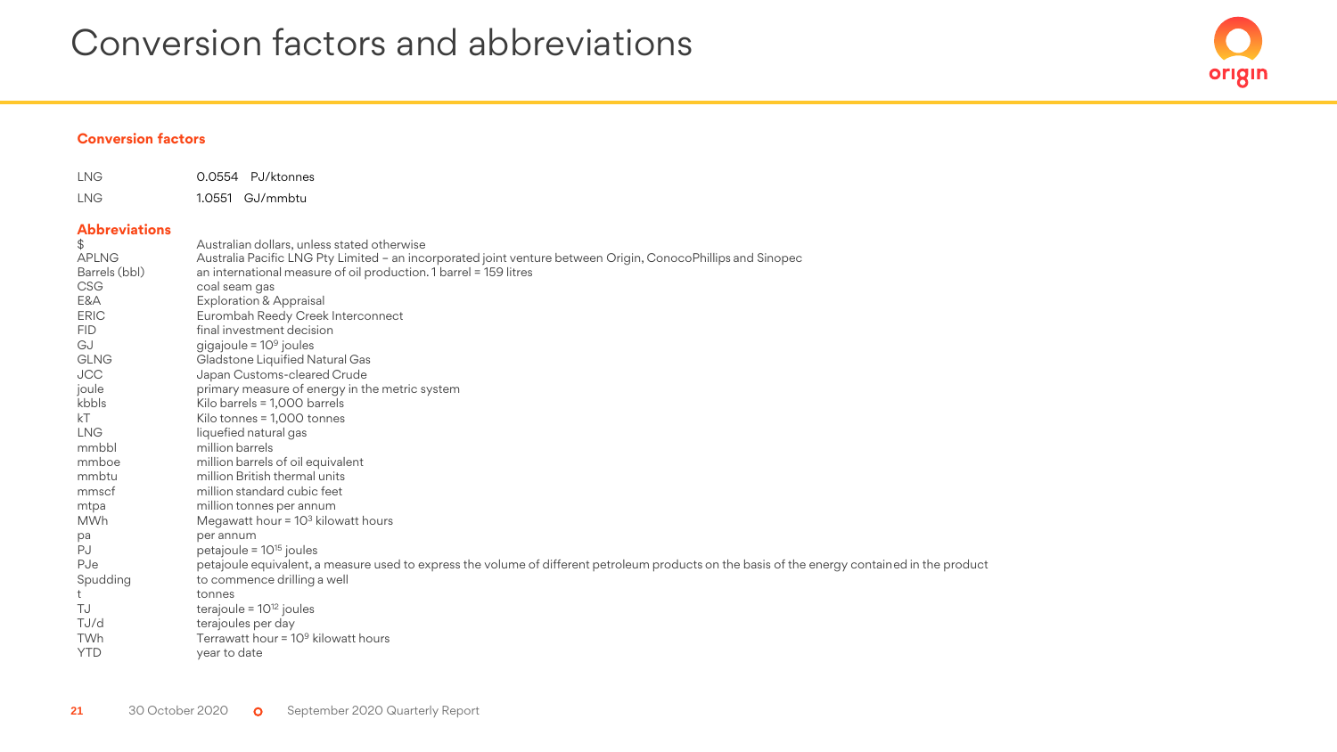# Conversion factors and abbreviations

**Conversion factors**

| | |
|---|---|
| LNG | 0.0554 PJ/ktonnes |
| LNG | 1.0551 GJ/mmbtu |

**Abbreviations**

| | |
|---|---|
| $ | Australian dollars, unless stated otherwise |
| APLNG | Australia Pacific LNG Pty Limited – an incorporated joint venture between Origin, ConocoPhillips and Sinopec |
| Barrels (bbl) | an international measure of oil production. 1 barrel = 159 litres |
| CSG | coal seam gas |
| E&A | Exploration & Appraisal |
| ERIC | Eurombah Reedy Creek Interconnect |
| FID | final investment decision |
| GJ | gigajoule = $10^9$ joules |
| GLNG | Gladstone Liquified Natural Gas |
| JCC | Japan Customs-cleared Crude |
| joule | primary measure of energy in the metric system |
| kbbls | Kilo barrels = 1,000 barrels |
| kT | Kilo tonnes = 1,000 tonnes |
| LNG | liquefied natural gas |
| mmbbl | million barrels |
| mmboe | million barrels of oil equivalent |
| mmbtu | million British thermal units |
| mmscf | million standard cubic feet |
| mtpa | million tonnes per annum |
| MWh | Megawatt hour = $10^3$ kilowatt hours |
| pa | per annum |
| PJ | petajoule = $10^{15}$ joules |
| PJe | petajoule equivalent, a measure used to express the volume of different petroleum products on the basis of the energy contained in the product |
| Spudding | to commence drilling a well |
| t | tonnes |
| TJ | terajoule = $10^{12}$ joules |
| TJ/d | terajoules per day |
| TWh | Terrawatt hour = $10^9$ kilowatt hours |
| YTD | year to date |